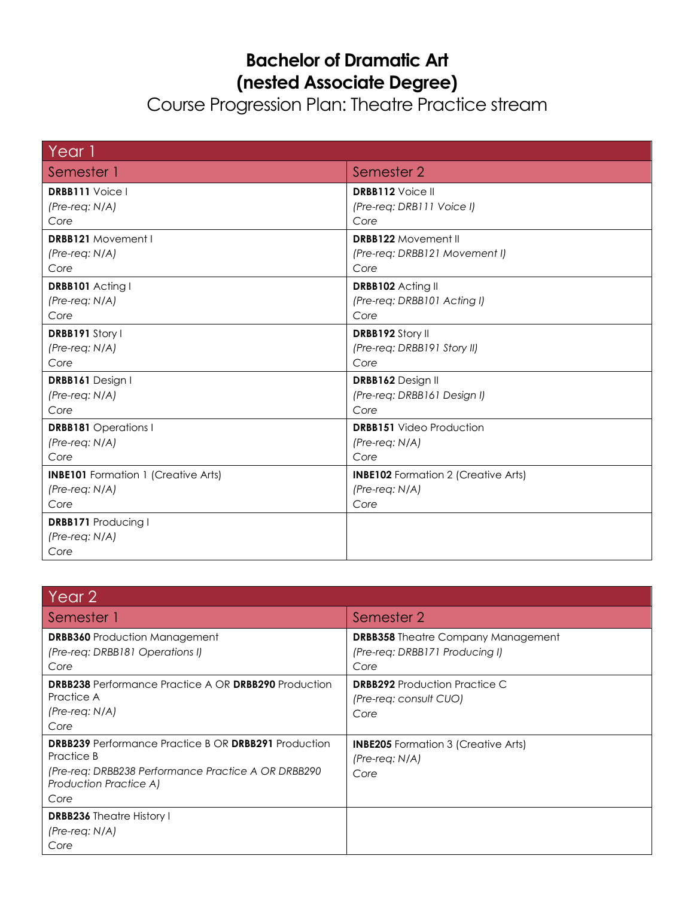# Bachelor of Dramatic Art
# (nested Associate Degree)

## Course Progression Plan: Theatre Practice stream

| Year 1 | |
|---|---|
| **Semester 1** | **Semester 2** |
| **DRBB111** Voice I<br>*(Pre-req: N/A)*<br>*Core* | **DRBB112** Voice II<br>*(Pre-req: DRB111 Voice I)*<br>*Core* |
| **DRBB121** Movement I<br>*(Pre-req: N/A)*<br>*Core* | **DRBB122** Movement II<br>*(Pre-req: DRBB121 Movement I)*<br>*Core* |
| **DRBB101** Acting I<br>*(Pre-req: N/A)*<br>*Core* | **DRBB102** Acting II<br>*(Pre-req: DRBB101 Acting I)*<br>*Core* |
| **DRBB191** Story I<br>*(Pre-req: N/A)*<br>*Core* | **DRBB192** Story II<br>*(Pre-req: DRBB191 Story II)*<br>*Core* |
| **DRBB161** Design I<br>*(Pre-req: N/A)*<br>*Core* | **DRBB162** Design II<br>*(Pre-req: DRBB161 Design I)*<br>*Core* |
| **DRBB181** Operations I<br>*(Pre-req: N/A)*<br>*Core* | **DRBB151** Video Production<br>*(Pre-req: N/A)*<br>*Core* |
| **INBE101** Formation 1 (Creative Arts)<br>*(Pre-req: N/A)*<br>*Core* | **INBE102** Formation 2 (Creative Arts)<br>*(Pre-req: N/A)*<br>*Core* |
| **DRBB171** Producing I<br>*(Pre-req: N/A)*<br>*Core* | |

| Year 2 | |
|---|---|
| **Semester 1** | **Semester 2** |
| **DRBB360** Production Management<br>*(Pre-req: DRBB181 Operations I)*<br>*Core* | **DRBB358** Theatre Company Management<br>*(Pre-req: DRBB171 Producing I)*<br>*Core* |
| **DRBB238** Performance Practice A OR **DRBB290** Production Practice A<br>*(Pre-req: N/A)*<br>*Core* | **DRBB292** Production Practice C<br>*(Pre-req: consult CUO)*<br>*Core* |
| **DRBB239** Performance Practice B OR **DRBB291** Production Practice B<br>*(Pre-req: DRBB238 Performance Practice A OR DRBB290 Production Practice A)*<br>*Core* | **INBE205** Formation 3 (Creative Arts)<br>*(Pre-req: N/A)*<br>*Core* |
| **DRBB236** Theatre History I<br>*(Pre-req: N/A)*<br>*Core* | |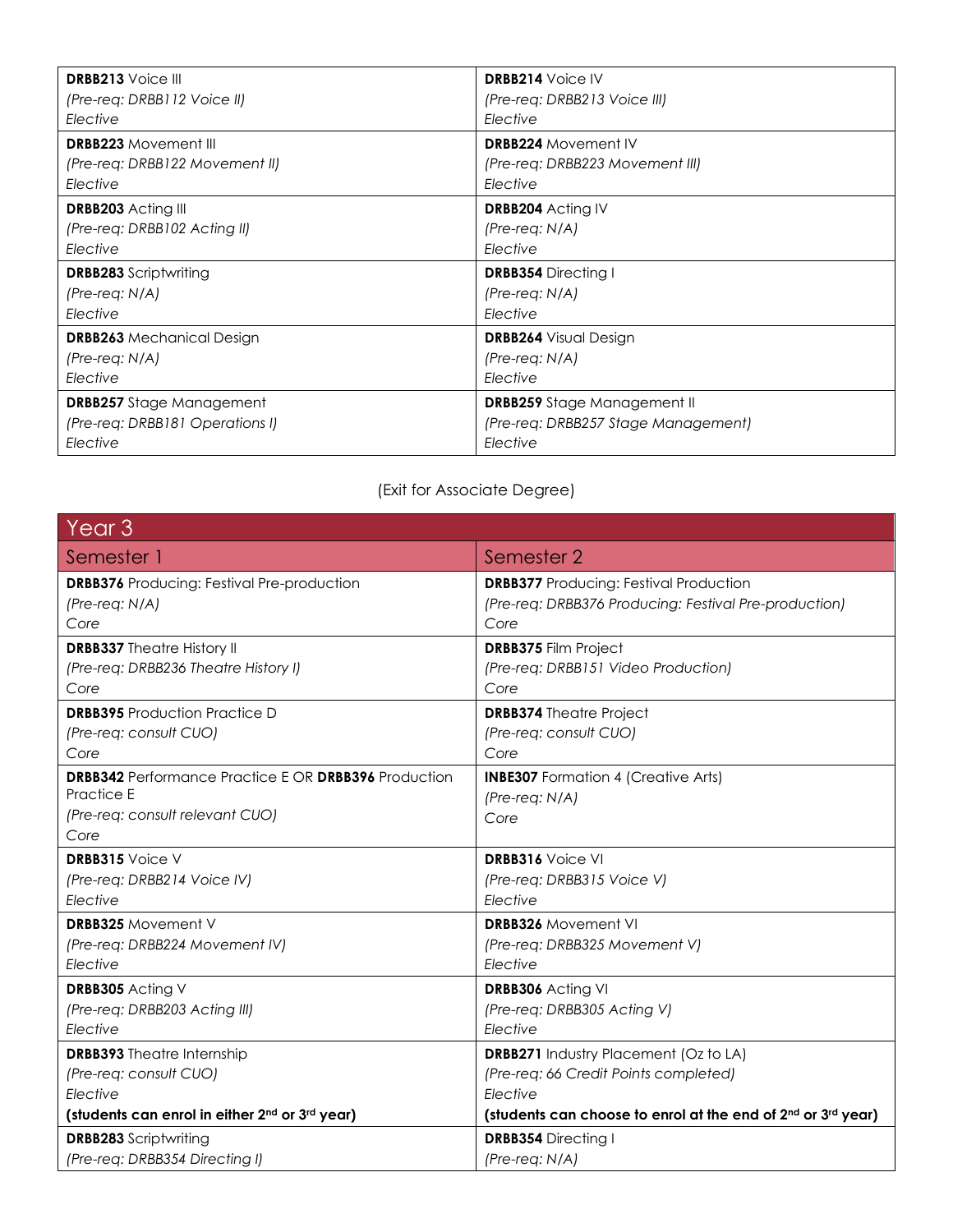| | |
|---|---|
| **DRBB213** Voice III<br>*(Pre-req: DRBB112 Voice II)*<br>*Elective* | **DRBB214** Voice IV<br>*(Pre-req: DRBB213 Voice III)*<br>*Elective* |
| **DRBB223** Movement III<br>*(Pre-req: DRBB122 Movement II)*<br>*Elective* | **DRBB224** Movement IV<br>*(Pre-req: DRBB223 Movement III)*<br>*Elective* |
| **DRBB203** Acting III<br>*(Pre-req: DRBB102 Acting II)*<br>*Elective* | **DRBB204** Acting IV<br>*(Pre-req: N/A)*<br>*Elective* |
| **DRBB283** Scriptwriting<br>*(Pre-req: N/A)*<br>*Elective* | **DRBB354** Directing I<br>*(Pre-req: N/A)*<br>*Elective* |
| **DRBB263** Mechanical Design<br>*(Pre-req: N/A)*<br>*Elective* | **DRBB264** Visual Design<br>*(Pre-req: N/A)*<br>*Elective* |
| **DRBB257** Stage Management<br>*(Pre-req: DRBB181 Operations I)*<br>*Elective* | **DRBB259** Stage Management II<br>*(Pre-req: DRBB257 Stage Management)*<br>*Elective* |

(Exit for Associate Degree)

| Year 3 | |
|---|---|
| **Semester 1** | **Semester 2** |
| **DRBB376** Producing: Festival Pre-production<br>*(Pre-req: N/A)*<br>*Core* | **DRBB377** Producing: Festival Production<br>*(Pre-req: DRBB376 Producing: Festival Pre-production)*<br>*Core* |
| **DRBB337** Theatre History II<br>*(Pre-req: DRBB236 Theatre History I)*<br>*Core* | **DRBB375** Film Project<br>*(Pre-req: DRBB151 Video Production)*<br>*Core* |
| **DRBB395** Production Practice D<br>*(Pre-req: consult CUO)*<br>*Core* | **DRBB374** Theatre Project<br>*(Pre-req: consult CUO)*<br>*Core* |
| **DRBB342** Performance Practice E OR **DRBB396** Production Practice E<br>*(Pre-req: consult relevant CUO)*<br>*Core* | **INBE307** Formation 4 (Creative Arts)<br>*(Pre-req: N/A)*<br>*Core* |
| **DRBB315** Voice V<br>*(Pre-req: DRBB214 Voice IV)*<br>*Elective* | **DRBB316** Voice VI<br>*(Pre-req: DRBB315 Voice V)*<br>*Elective* |
| **DRBB325** Movement V<br>*(Pre-req: DRBB224 Movement IV)*<br>*Elective* | **DRBB326** Movement VI<br>*(Pre-req: DRBB325 Movement V)*<br>*Elective* |
| **DRBB305** Acting V<br>*(Pre-req: DRBB203 Acting III)*<br>*Elective* | **DRBB306** Acting VI<br>*(Pre-req: DRBB305 Acting V)*<br>*Elective* |
| **DRBB393** Theatre Internship<br>*(Pre-req: consult CUO)*<br>*Elective*<br>**(students can enrol in either 2nd or 3rd year)** | **DRBB271** Industry Placement (Oz to LA)<br>*(Pre-req: 66 Credit Points completed)*<br>*Elective*<br>**(students can choose to enrol at the end of 2nd or 3rd year)** |
| **DRBB283** Scriptwriting<br>*(Pre-req: DRBB354 Directing I)* | **DRBB354** Directing I<br>*(Pre-req: N/A)* |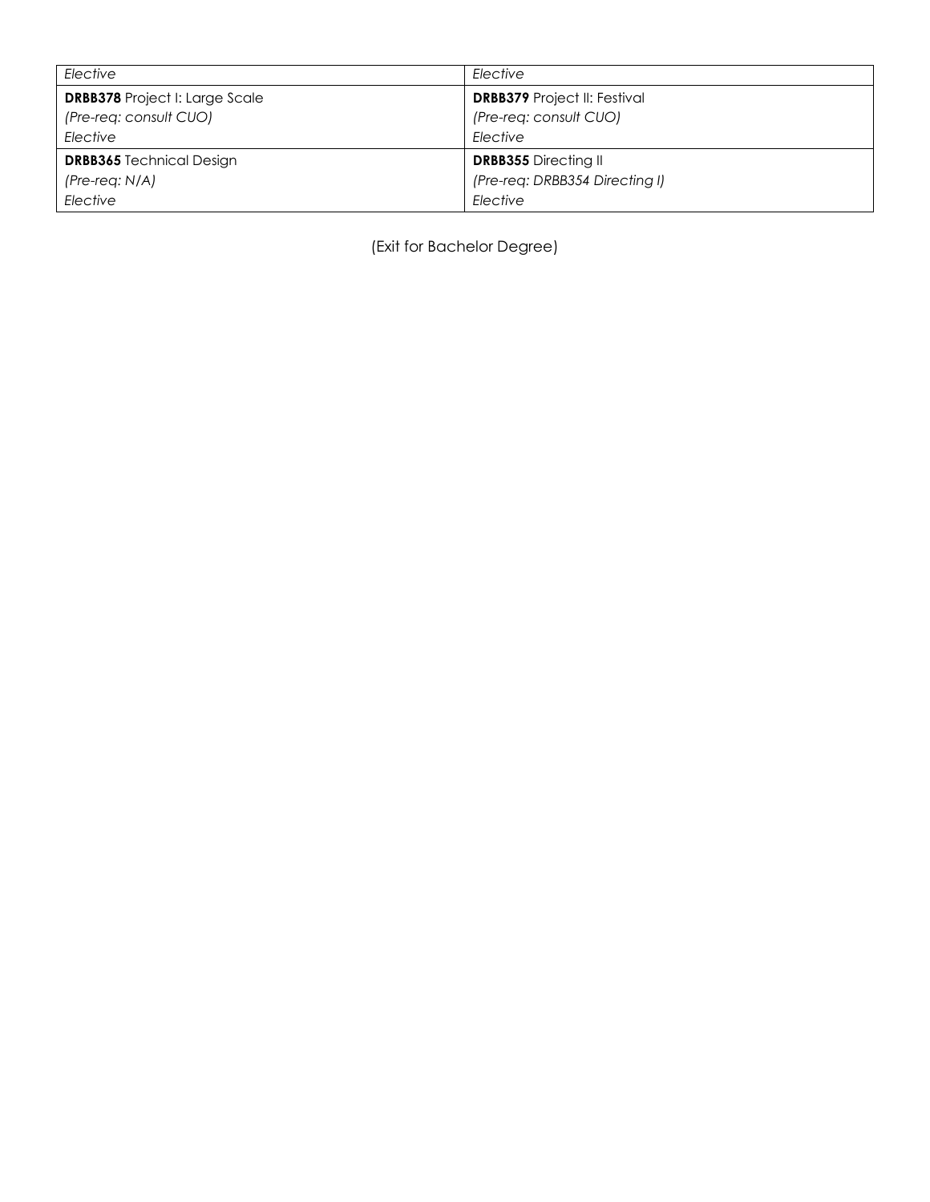| | |
|---|---|
| *Elective* | *Elective* |
| **DRBB378** Project I: Large Scale<br>*(Pre-req: consult CUO)*<br>*Elective* | **DRBB379** Project II: Festival<br>*(Pre-req: consult CUO)*<br>*Elective* |
| **DRBB365** Technical Design<br>*(Pre-req: N/A)*<br>*Elective* | **DRBB355** Directing II<br>*(Pre-req: DRBB354 Directing I)*<br>*Elective* |

(Exit for Bachelor Degree)